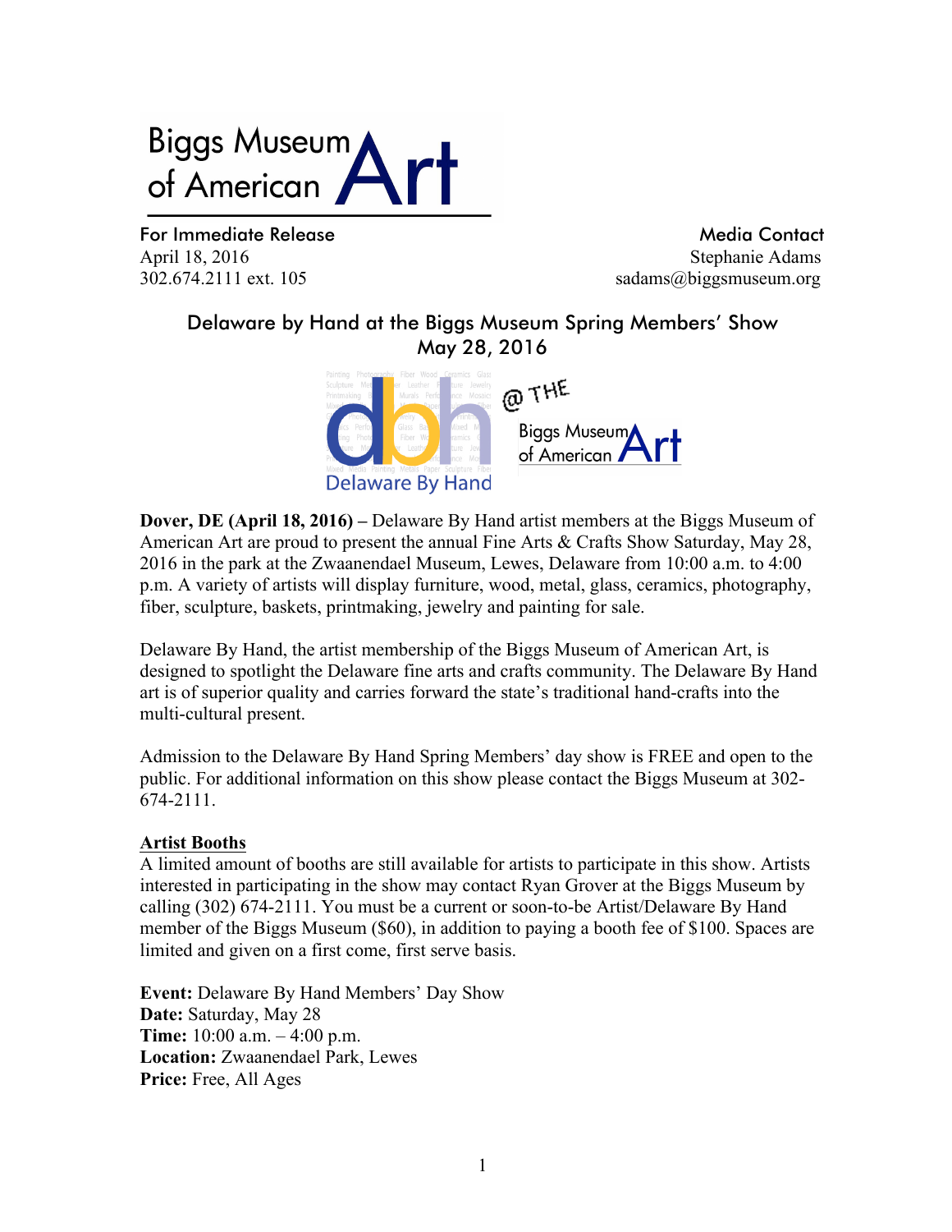Biggs Museum of American Art

**For Immediate Release**
April 18, 2016
302.674.2111 ext. 105

**Media Contact**
Stephanie Adams
sadams@biggsmuseum.org

## Delaware by Hand at the Biggs Museum Spring Members' Show May 28, 2016

**Dover, DE (April 18, 2016) –** Delaware By Hand artist members at the Biggs Museum of American Art are proud to present the annual Fine Arts & Crafts Show Saturday, May 28, 2016 in the park at the Zwaanendael Museum, Lewes, Delaware from 10:00 a.m. to 4:00 p.m. A variety of artists will display furniture, wood, metal, glass, ceramics, photography, fiber, sculpture, baskets, printmaking, jewelry and painting for sale.

Delaware By Hand, the artist membership of the Biggs Museum of American Art, is designed to spotlight the Delaware fine arts and crafts community. The Delaware By Hand art is of superior quality and carries forward the state's traditional hand-crafts into the multi-cultural present.

Admission to the Delaware By Hand Spring Members' day show is FREE and open to the public. For additional information on this show please contact the Biggs Museum at 302-674-2111.

**Artist Booths**

A limited amount of booths are still available for artists to participate in this show. Artists interested in participating in the show may contact Ryan Grover at the Biggs Museum by calling (302) 674-2111. You must be a current or soon-to-be Artist/Delaware By Hand member of the Biggs Museum ($60), in addition to paying a booth fee of $100. Spaces are limited and given on a first come, first serve basis.

**Event:** Delaware By Hand Members' Day Show
**Date:** Saturday, May 28
**Time:** 10:00 a.m. – 4:00 p.m.
**Location:** Zwaanendael Park, Lewes
**Price:** Free, All Ages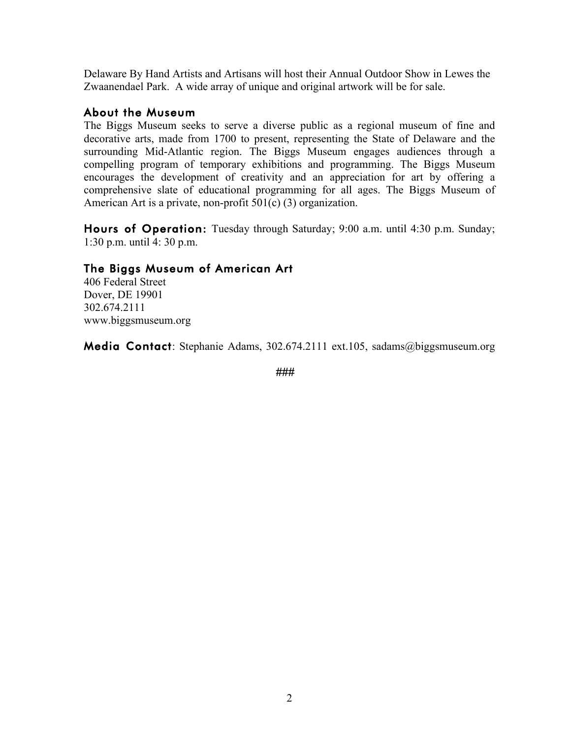Delaware By Hand Artists and Artisans will host their Annual Outdoor Show in Lewes the Zwaanendael Park. A wide array of unique and original artwork will be for sale.

## About the Museum

The Biggs Museum seeks to serve a diverse public as a regional museum of fine and decorative arts, made from 1700 to present, representing the State of Delaware and the surrounding Mid-Atlantic region. The Biggs Museum engages audiences through a compelling program of temporary exhibitions and programming. The Biggs Museum encourages the development of creativity and an appreciation for art by offering a comprehensive slate of educational programming for all ages. The Biggs Museum of American Art is a private, non-profit 501(c) (3) organization.

**Hours of Operation:** Tuesday through Saturday; 9:00 a.m. until 4:30 p.m. Sunday; 1:30 p.m. until 4: 30 p.m.

## The Biggs Museum of American Art

406 Federal Street
Dover, DE 19901
302.674.2111
www.biggsmuseum.org

**Media Contact**: Stephanie Adams, 302.674.2111 ext.105, sadams@biggsmuseum.org

###